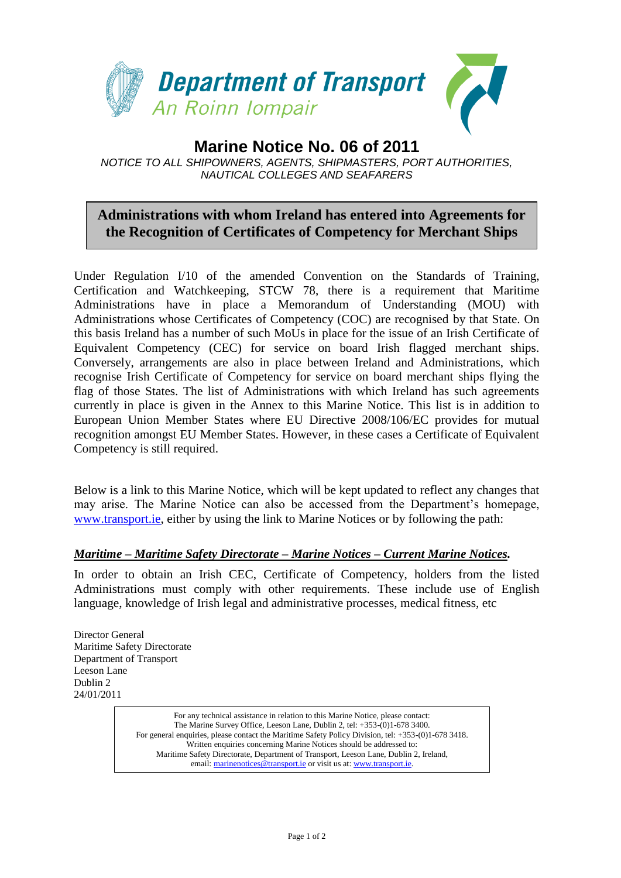Department of Transport
An Roinn Iompair

# Marine Notice No. 06 of 2011

*NOTICE TO ALL SHIPOWNERS, AGENTS, SHIPMASTERS, PORT AUTHORITIES, NAUTICAL COLLEGES AND SEAFARERS*

## Administrations with whom Ireland has entered into Agreements for the Recognition of Certificates of Competency for Merchant Ships

Under Regulation I/10 of the amended Convention on the Standards of Training, Certification and Watchkeeping, STCW 78, there is a requirement that Maritime Administrations have in place a Memorandum of Understanding (MOU) with Administrations whose Certificates of Competency (COC) are recognised by that State. On this basis Ireland has a number of such MoUs in place for the issue of an Irish Certificate of Equivalent Competency (CEC) for service on board Irish flagged merchant ships. Conversely, arrangements are also in place between Ireland and Administrations, which recognise Irish Certificate of Competency for service on board merchant ships flying the flag of those States. The list of Administrations with which Ireland has such agreements currently in place is given in the Annex to this Marine Notice. This list is in addition to European Union Member States where EU Directive 2008/106/EC provides for mutual recognition amongst EU Member States. However, in these cases a Certificate of Equivalent Competency is still required.

Below is a link to this Marine Notice, which will be kept updated to reflect any changes that may arise. The Marine Notice can also be accessed from the Department's homepage, www.transport.ie, either by using the link to Marine Notices or by following the path:

***Maritime – Maritime Safety Directorate – Marine Notices – Current Marine Notices.***

In order to obtain an Irish CEC, Certificate of Competency, holders from the listed Administrations must comply with other requirements. These include use of English language, knowledge of Irish legal and administrative processes, medical fitness, etc

Director General
Maritime Safety Directorate
Department of Transport
Leeson Lane
Dublin 2
24/01/2011

For any technical assistance in relation to this Marine Notice, please contact:
The Marine Survey Office, Leeson Lane, Dublin 2, tel: +353-(0)1-678 3400.
For general enquiries, please contact the Maritime Safety Policy Division, tel: +353-(0)1-678 3418.
Written enquiries concerning Marine Notices should be addressed to:
Maritime Safety Directorate, Department of Transport, Leeson Lane, Dublin 2, Ireland,
email: marinenotices@transport.ie or visit us at: www.transport.ie.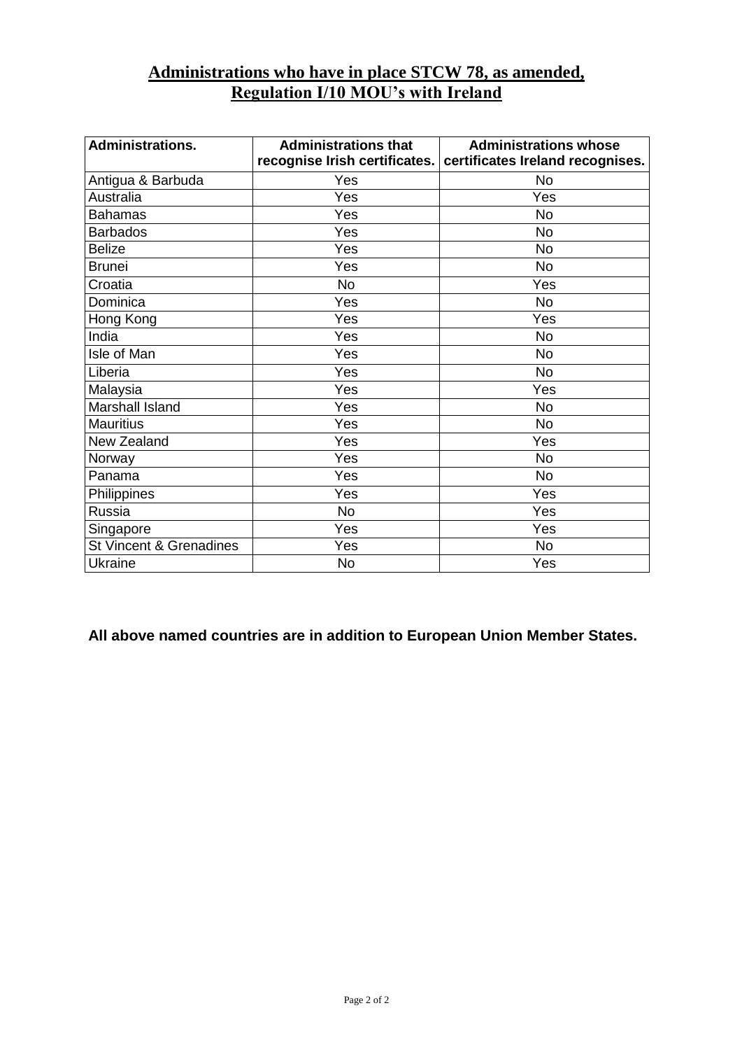## Administrations who have in place STCW 78, as amended, Regulation I/10 MOU's with Ireland

| Administrations. | Administrations that recognise Irish certificates. | Administrations whose certificates Ireland recognises. |
|---|---|---|
| Antigua & Barbuda | Yes | No |
| Australia | Yes | Yes |
| Bahamas | Yes | No |
| Barbados | Yes | No |
| Belize | Yes | No |
| Brunei | Yes | No |
| Croatia | No | Yes |
| Dominica | Yes | No |
| Hong Kong | Yes | Yes |
| India | Yes | No |
| Isle of Man | Yes | No |
| Liberia | Yes | No |
| Malaysia | Yes | Yes |
| Marshall Island | Yes | No |
| Mauritius | Yes | No |
| New Zealand | Yes | Yes |
| Norway | Yes | No |
| Panama | Yes | No |
| Philippines | Yes | Yes |
| Russia | No | Yes |
| Singapore | Yes | Yes |
| St Vincent & Grenadines | Yes | No |
| Ukraine | No | Yes |

**All above named countries are in addition to European Union Member States.**